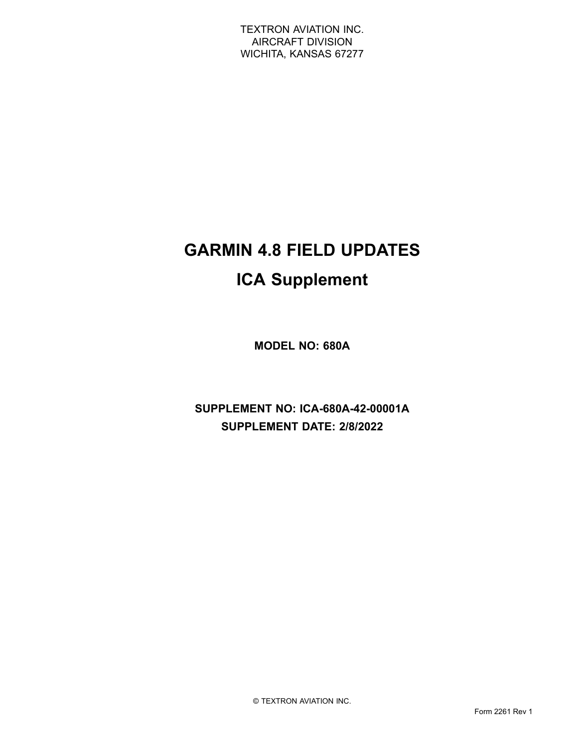TEXTRON AVIATION INC.
AIRCRAFT DIVISION
WICHITA, KANSAS 67277

# GARMIN 4.8 FIELD UPDATES

# ICA Supplement

**MODEL NO: 680A**

**SUPPLEMENT NO: ICA-680A-42-00001A**

**SUPPLEMENT DATE: 2/8/2022**

© TEXTRON AVIATION INC.

Form 2261 Rev 1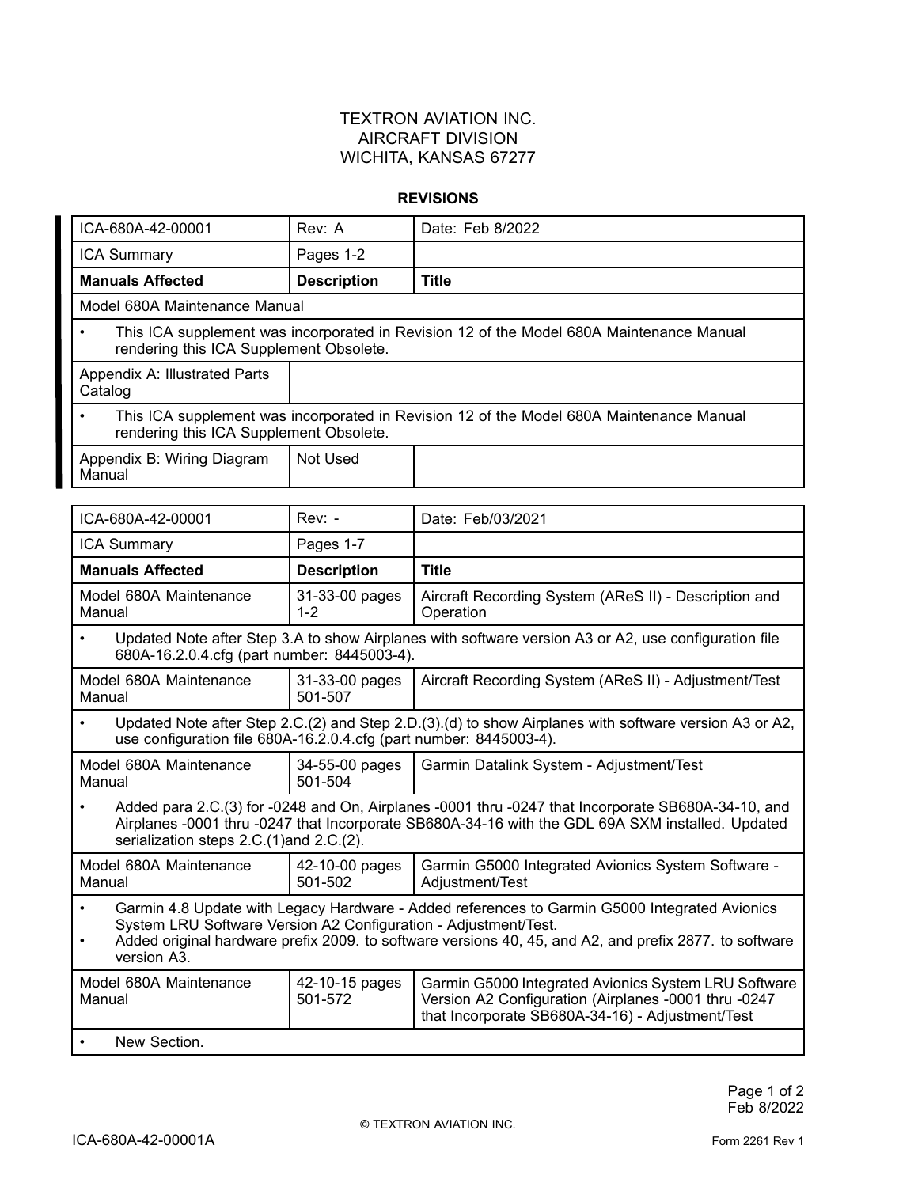TEXTRON AVIATION INC.
AIRCRAFT DIVISION
WICHITA, KANSAS 67277

**REVISIONS**

| ICA-680A-42-00001 | Rev: A | Date: Feb 8/2022 |
|---|---|---|
| ICA Summary | Pages 1-2 | |
| **Manuals Affected** | **Description** | **Title** |
| Model 680A Maintenance Manual | | |
| • This ICA supplement was incorporated in Revision 12 of the Model 680A Maintenance Manual rendering this ICA Supplement Obsolete. | | |
| Appendix A: Illustrated Parts Catalog | | |
| • This ICA supplement was incorporated in Revision 12 of the Model 680A Maintenance Manual rendering this ICA Supplement Obsolete. | | |
| Appendix B: Wiring Diagram Manual | Not Used | |

| ICA-680A-42-00001 | Rev: - | Date: Feb/03/2021 |
|---|---|---|
| ICA Summary | Pages 1-7 | |
| **Manuals Affected** | **Description** | **Title** |
| Model 680A Maintenance Manual | 31-33-00 pages 1-2 | Aircraft Recording System (AReS II) - Description and Operation |
| • Updated Note after Step 3.A to show Airplanes with software version A3 or A2, use configuration file 680A-16.2.0.4.cfg (part number: 8445003-4). | | |
| Model 680A Maintenance Manual | 31-33-00 pages 501-507 | Aircraft Recording System (AReS II) - Adjustment/Test |
| • Updated Note after Step 2.C.(2) and Step 2.D.(3).(d) to show Airplanes with software version A3 or A2, use configuration file 680A-16.2.0.4.cfg (part number: 8445003-4). | | |
| Model 680A Maintenance Manual | 34-55-00 pages 501-504 | Garmin Datalink System - Adjustment/Test |
| • Added para 2.C.(3) for -0248 and On, Airplanes -0001 thru -0247 that Incorporate SB680A-34-10, and Airplanes -0001 thru -0247 that Incorporate SB680A-34-16 with the GDL 69A SXM installed. Updated serialization steps 2.C.(1)and 2.C.(2). | | |
| Model 680A Maintenance Manual | 42-10-00 pages 501-502 | Garmin G5000 Integrated Avionics System Software - Adjustment/Test |
| • Garmin 4.8 Update with Legacy Hardware - Added references to Garmin G5000 Integrated Avionics System LRU Software Version A2 Configuration - Adjustment/Test. • Added original hardware prefix 2009. to software versions 40, 45, and A2, and prefix 2877. to software version A3. | | |
| Model 680A Maintenance Manual | 42-10-15 pages 501-572 | Garmin G5000 Integrated Avionics System LRU Software Version A2 Configuration (Airplanes -0001 thru -0247 that Incorporate SB680A-34-16) - Adjustment/Test |
| • New Section. | | |

© TEXTRON AVIATION INC.

ICA-680A-42-00001A

Form 2261 Rev 1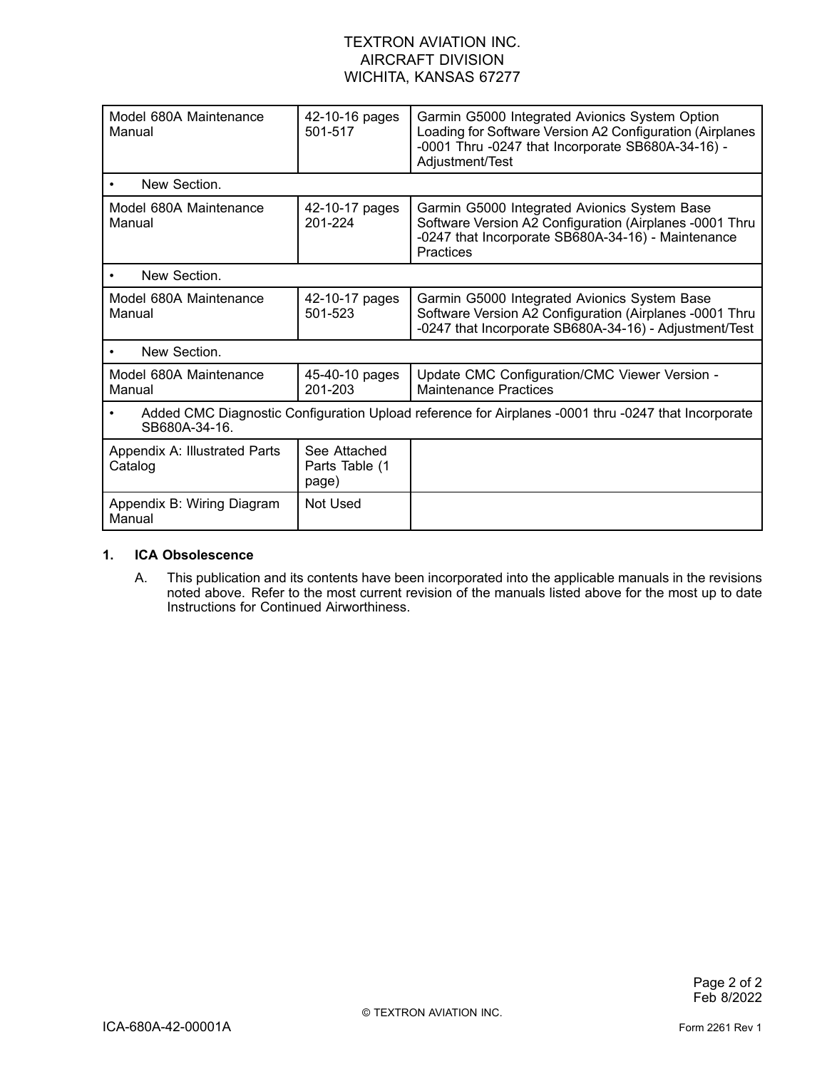| | | |
|---|---|---|
| Model 680A Maintenance Manual | 42-10-16 pages 501-517 | Garmin G5000 Integrated Avionics System Option Loading for Software Version A2 Configuration (Airplanes -0001 Thru -0247 that Incorporate SB680A-34-16) - Adjustment/Test |
| • New Section. | | |
| Model 680A Maintenance Manual | 42-10-17 pages 201-224 | Garmin G5000 Integrated Avionics System Base Software Version A2 Configuration (Airplanes -0001 Thru -0247 that Incorporate SB680A-34-16) - Maintenance Practices |
| • New Section. | | |
| Model 680A Maintenance Manual | 42-10-17 pages 501-523 | Garmin G5000 Integrated Avionics System Base Software Version A2 Configuration (Airplanes -0001 Thru -0247 that Incorporate SB680A-34-16) - Adjustment/Test |
| • New Section. | | |
| Model 680A Maintenance Manual | 45-40-10 pages 201-203 | Update CMC Configuration/CMC Viewer Version - Maintenance Practices |
| • Added CMC Diagnostic Configuration Upload reference for Airplanes -0001 thru -0247 that Incorporate SB680A-34-16. | | |
| Appendix A: Illustrated Parts Catalog | See Attached Parts Table (1 page) | |
| Appendix B: Wiring Diagram Manual | Not Used | |

**1. ICA Obsolescence**

A. This publication and its contents have been incorporated into the applicable manuals in the revisions noted above. Refer to the most current revision of the manuals listed above for the most up to date Instructions for Continued Airworthiness.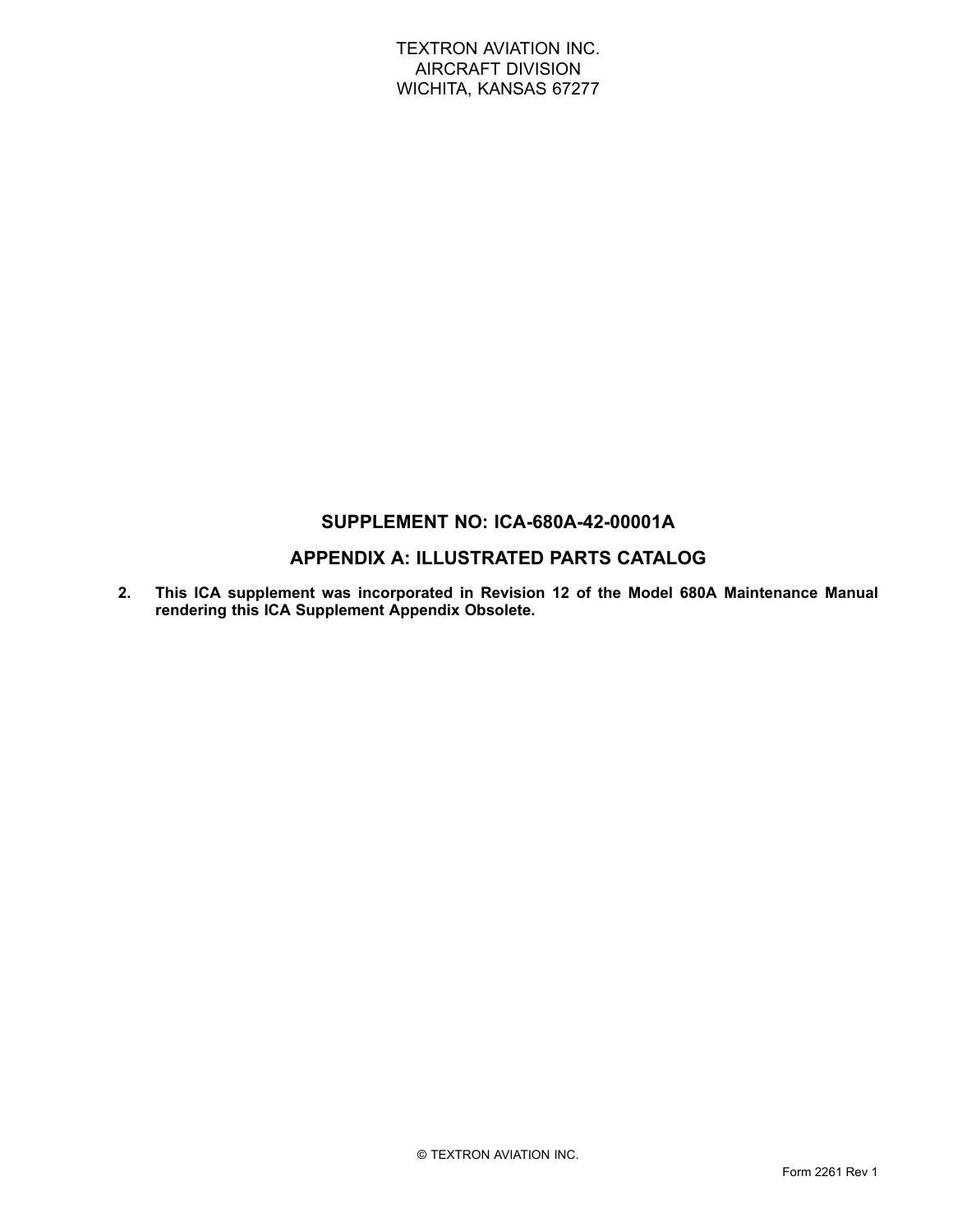TEXTRON AVIATION INC.
AIRCRAFT DIVISION
WICHITA, KANSAS 67277

## SUPPLEMENT NO: ICA-680A-42-00001A

## APPENDIX A: ILLUSTRATED PARTS CATALOG

2. **This ICA supplement was incorporated in Revision 12 of the Model 680A Maintenance Manual rendering this ICA Supplement Appendix Obsolete.**

© TEXTRON AVIATION INC.

Form 2261 Rev 1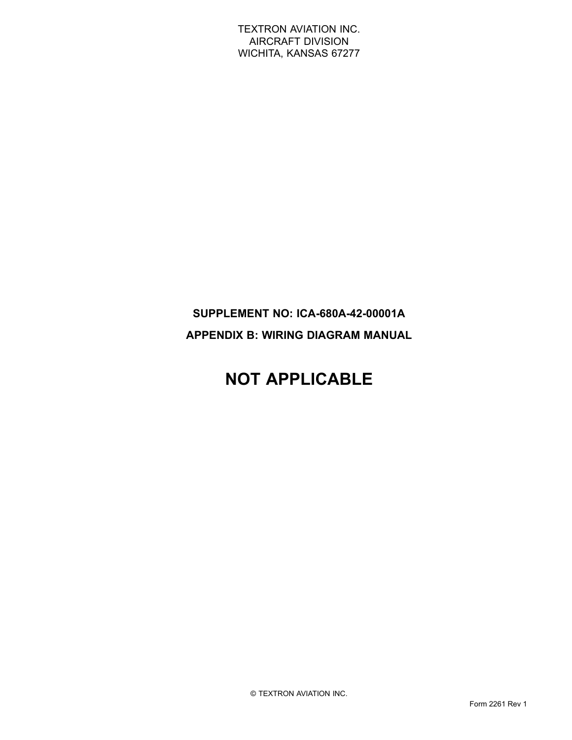TEXTRON AVIATION INC.
AIRCRAFT DIVISION
WICHITA, KANSAS 67277

**SUPPLEMENT NO: ICA-680A-42-00001A**

**APPENDIX B: WIRING DIAGRAM MANUAL**

# NOT APPLICABLE

© TEXTRON AVIATION INC.

Form 2261 Rev 1